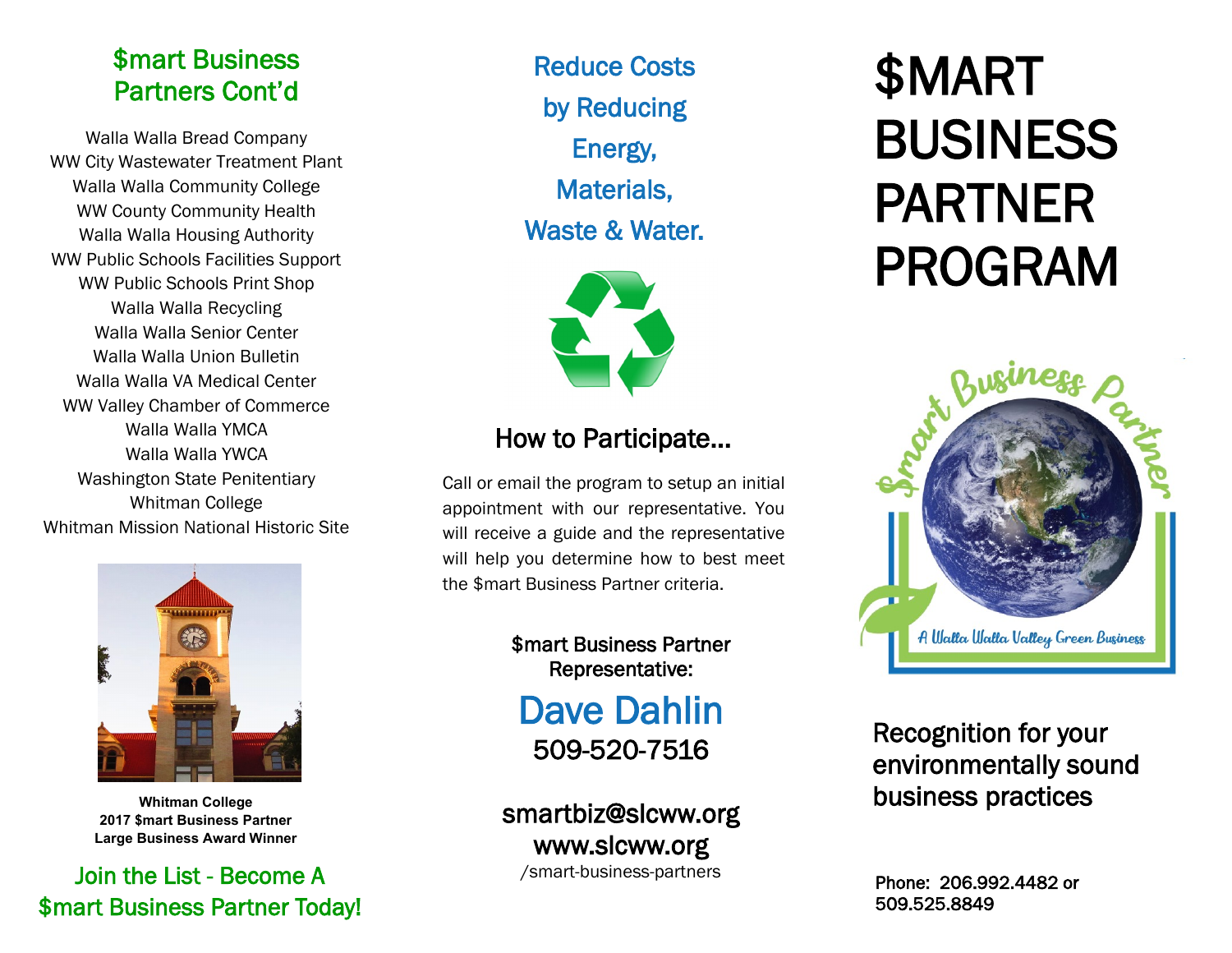## $mart Business Partners Cont'd

Walla Walla Bread Company
WW City Wastewater Treatment Plant
Walla Walla Community College
WW County Community Health
Walla Walla Housing Authority
WW Public Schools Facilities Support
WW Public Schools Print Shop
Walla Walla Recycling
Walla Walla Senior Center
Walla Walla Union Bulletin
Walla Walla VA Medical Center
WW Valley Chamber of Commerce
Walla Walla YMCA
Walla Walla YWCA
Washington State Penitentiary
Whitman College
Whitman Mission National Historic Site

**Whitman College**
**2017 $mart Business Partner**
**Large Business Award Winner**

## Join the List - Become A $mart Business Partner Today!

## Reduce Costs by Reducing Energy, Materials, Waste & Water.

## How to Participate...

Call or email the program to setup an initial appointment with our representative. You will receive a guide and the representative will help you determine how to best meet the $mart Business Partner criteria.

$mart Business Partner Representative:

**Dave Dahlin**
509-520-7516

smartbiz@slcww.org
www.slcww.org
/smart-business-partners

# $MART BUSINESS PARTNER PROGRAM

Smart Business Partner
A Walla Walla Valley Green Business

## Recognition for your environmentally sound business practices

Phone: 206.992.4482 or 509.525.8849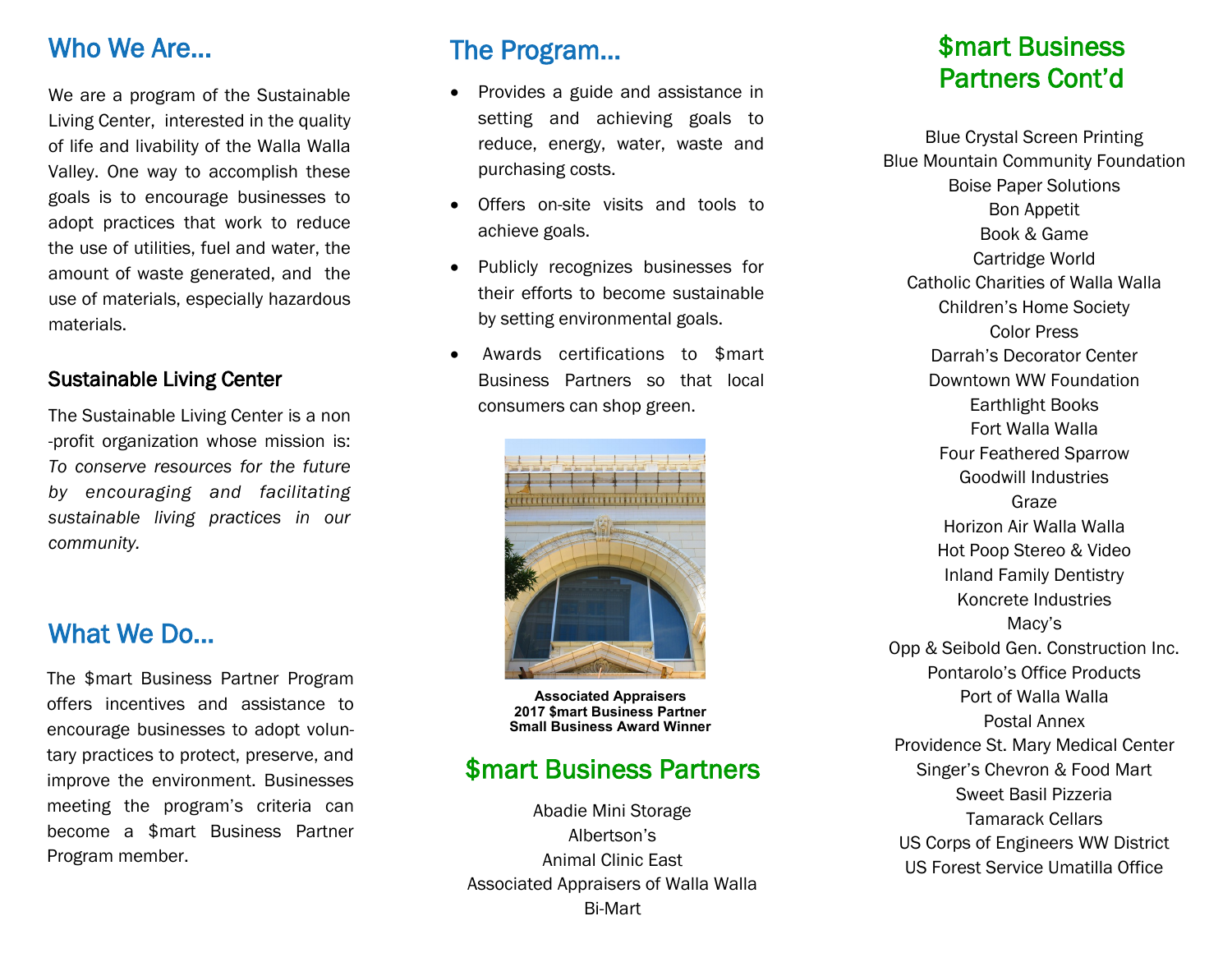## Who We Are...

We are a program of the Sustainable Living Center, interested in the quality of life and livability of the Walla Walla Valley. One way to accomplish these goals is to encourage businesses to adopt practices that work to reduce the use of utilities, fuel and water, the amount of waste generated, and the use of materials, especially hazardous materials.

### Sustainable Living Center

The Sustainable Living Center is a non-profit organization whose mission is: *To conserve resources for the future by encouraging and facilitating sustainable living practices in our community.*

## What We Do...

The $mart Business Partner Program offers incentives and assistance to encourage businesses to adopt voluntary practices to protect, preserve, and improve the environment. Businesses meeting the program's criteria can become a $mart Business Partner Program member.

## The Program...

- Provides a guide and assistance in setting and achieving goals to reduce, energy, water, waste and purchasing costs.
- Offers on-site visits and tools to achieve goals.
- Publicly recognizes businesses for their efforts to become sustainable by setting environmental goals.
- Awards certifications to $mart Business Partners so that local consumers can shop green.

**Associated Appraisers**
**2017 $mart Business Partner**
**Small Business Award Winner**

## $mart Business Partners

Abadie Mini Storage
Albertson's
Animal Clinic East
Associated Appraisers of Walla Walla
Bi-Mart

## $mart Business Partners Cont'd

Blue Crystal Screen Printing
Blue Mountain Community Foundation
Boise Paper Solutions
Bon Appetit
Book & Game
Cartridge World
Catholic Charities of Walla Walla
Children's Home Society
Color Press
Darrah's Decorator Center
Downtown WW Foundation
Earthlight Books
Fort Walla Walla
Four Feathered Sparrow
Goodwill Industries
Graze
Horizon Air Walla Walla
Hot Poop Stereo & Video
Inland Family Dentistry
Koncrete Industries
Macy's
Opp & Seibold Gen. Construction Inc.
Pontarolo's Office Products
Port of Walla Walla
Postal Annex
Providence St. Mary Medical Center
Singer's Chevron & Food Mart
Sweet Basil Pizzeria
Tamarack Cellars
US Corps of Engineers WW District
US Forest Service Umatilla Office